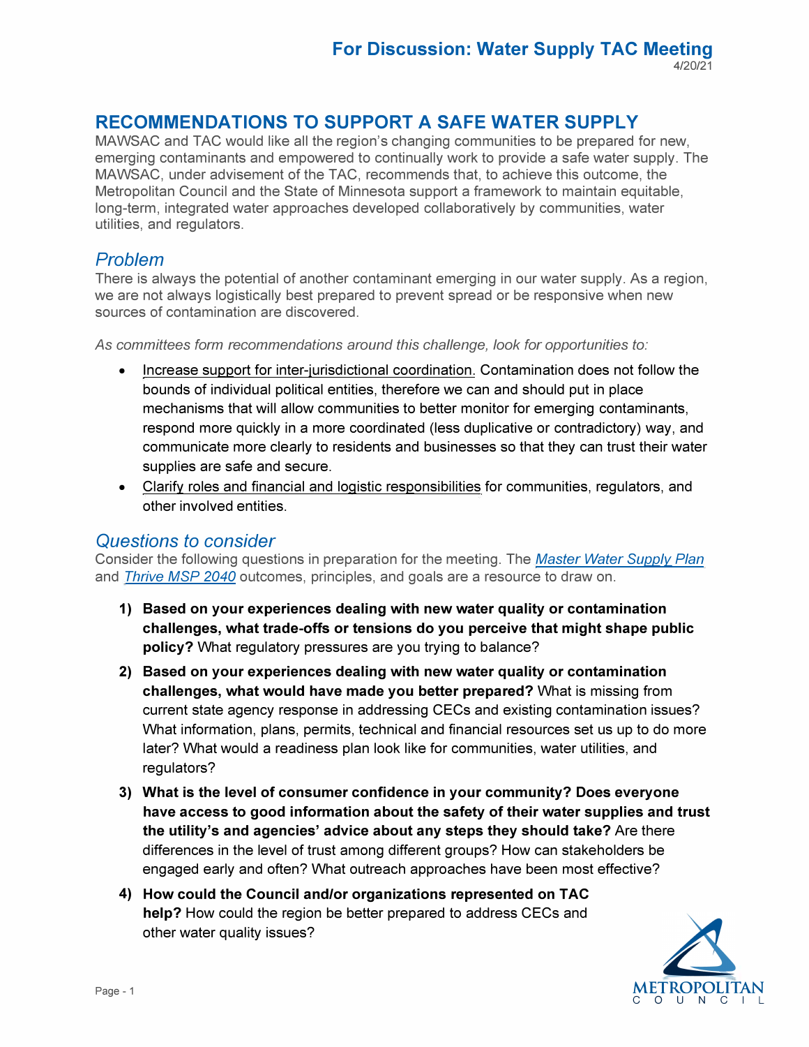**For Discussion: Water Supply TAC Meeting**
4/20/21

# RECOMMENDATIONS TO SUPPORT A SAFE WATER SUPPLY

MAWSAC and TAC would like all the region's changing communities to be prepared for new, emerging contaminants and empowered to continually work to provide a safe water supply. The MAWSAC, under advisement of the TAC, recommends that, to achieve this outcome, the Metropolitan Council and the State of Minnesota support a framework to maintain equitable, long-term, integrated water approaches developed collaboratively by communities, water utilities, and regulators.

## *Problem*

There is always the potential of another contaminant emerging in our water supply. As a region, we are not always logistically best prepared to prevent spread or be responsive when new sources of contamination are discovered.

*As committees form recommendations around this challenge, look for opportunities to:*

- Increase support for inter-jurisdictional coordination. Contamination does not follow the bounds of individual political entities, therefore we can and should put in place mechanisms that will allow communities to better monitor for emerging contaminants, respond more quickly in a more coordinated (less duplicative or contradictory) way, and communicate more clearly to residents and businesses so that they can trust their water supplies are safe and secure.
- Clarify roles and financial and logistic responsibilities for communities, regulators, and other involved entities.

## *Questions to consider*

Consider the following questions in preparation for the meeting. The *Master Water Supply Plan* and *Thrive MSP 2040* outcomes, principles, and goals are a resource to draw on.

1) **Based on your experiences dealing with new water quality or contamination challenges, what trade-offs or tensions do you perceive that might shape public policy?** What regulatory pressures are you trying to balance?
2) **Based on your experiences dealing with new water quality or contamination challenges, what would have made you better prepared?** What is missing from current state agency response in addressing CECs and existing contamination issues? What information, plans, permits, technical and financial resources set us up to do more later? What would a readiness plan look like for communities, water utilities, and regulators?
3) **What is the level of consumer confidence in your community? Does everyone have access to good information about the safety of their water supplies and trust the utility's and agencies' advice about any steps they should take?** Are there differences in the level of trust among different groups? How can stakeholders be engaged early and often? What outreach approaches have been most effective?
4) **How could the Council and/or organizations represented on TAC help?** How could the region be better prepared to address CECs and other water quality issues?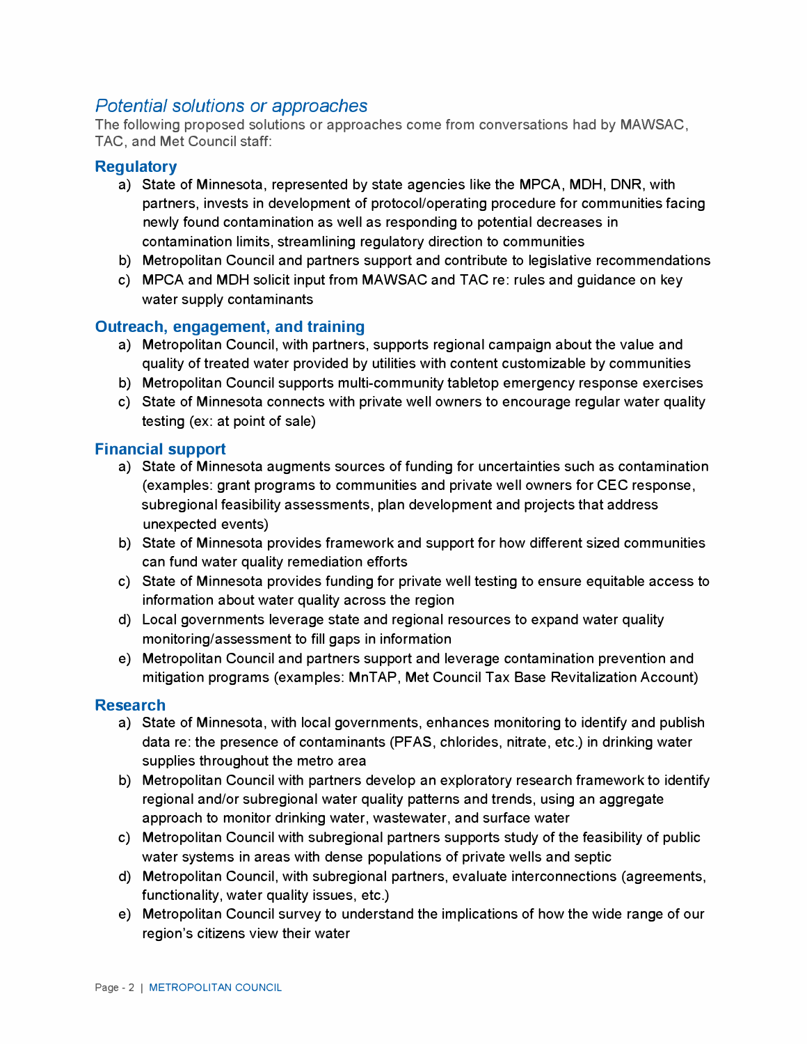## *Potential solutions or approaches*

The following proposed solutions or approaches come from conversations had by MAWSAC, TAC, and Met Council staff:

### Regulatory

a) State of Minnesota, represented by state agencies like the MPCA, MDH, DNR, with partners, invests in development of protocol/operating procedure for communities facing newly found contamination as well as responding to potential decreases in contamination limits, streamlining regulatory direction to communities
b) Metropolitan Council and partners support and contribute to legislative recommendations
c) MPCA and MDH solicit input from MAWSAC and TAC re: rules and guidance on key water supply contaminants

### Outreach, engagement, and training

a) Metropolitan Council, with partners, supports regional campaign about the value and quality of treated water provided by utilities with content customizable by communities
b) Metropolitan Council supports multi-community tabletop emergency response exercises
c) State of Minnesota connects with private well owners to encourage regular water quality testing (ex: at point of sale)

### Financial support

a) State of Minnesota augments sources of funding for uncertainties such as contamination (examples: grant programs to communities and private well owners for CEC response, subregional feasibility assessments, plan development and projects that address unexpected events)
b) State of Minnesota provides framework and support for how different sized communities can fund water quality remediation efforts
c) State of Minnesota provides funding for private well testing to ensure equitable access to information about water quality across the region
d) Local governments leverage state and regional resources to expand water quality monitoring/assessment to fill gaps in information
e) Metropolitan Council and partners support and leverage contamination prevention and mitigation programs (examples: MnTAP, Met Council Tax Base Revitalization Account)

### Research

a) State of Minnesota, with local governments, enhances monitoring to identify and publish data re: the presence of contaminants (PFAS, chlorides, nitrate, etc.) in drinking water supplies throughout the metro area
b) Metropolitan Council with partners develop an exploratory research framework to identify regional and/or subregional water quality patterns and trends, using an aggregate approach to monitor drinking water, wastewater, and surface water
c) Metropolitan Council with subregional partners supports study of the feasibility of public water systems in areas with dense populations of private wells and septic
d) Metropolitan Council, with subregional partners, evaluate interconnections (agreements, functionality, water quality issues, etc.)
e) Metropolitan Council survey to understand the implications of how the wide range of our region's citizens view their water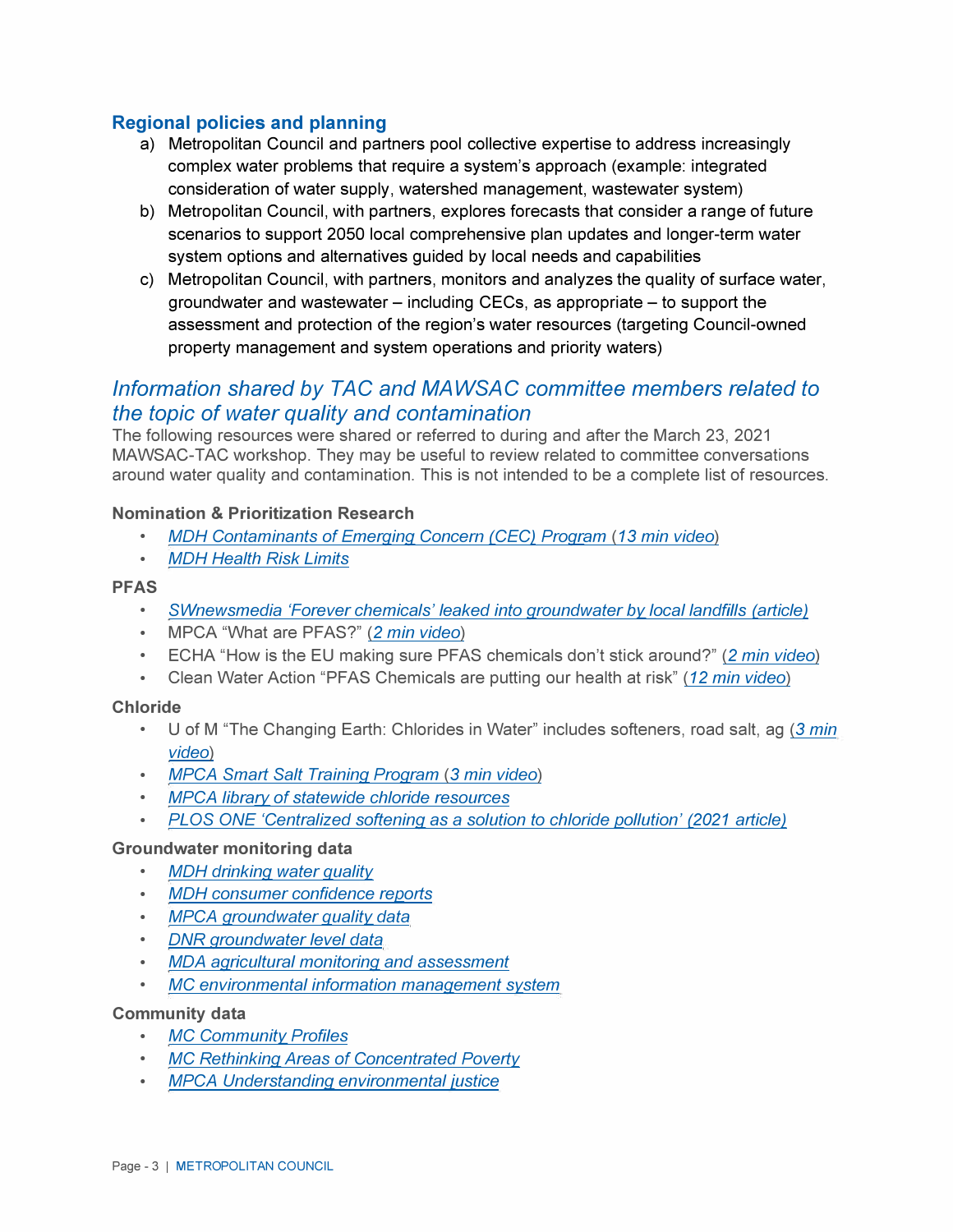## Regional policies and planning

a) Metropolitan Council and partners pool collective expertise to address increasingly complex water problems that require a system's approach (example: integrated consideration of water supply, watershed management, wastewater system)

b) Metropolitan Council, with partners, explores forecasts that consider a range of future scenarios to support 2050 local comprehensive plan updates and longer-term water system options and alternatives guided by local needs and capabilities

c) Metropolitan Council, with partners, monitors and analyzes the quality of surface water, groundwater and wastewater – including CECs, as appropriate – to support the assessment and protection of the region's water resources (targeting Council-owned property management and system operations and priority waters)

## *Information shared by TAC and MAWSAC committee members related to the topic of water quality and contamination*

The following resources were shared or referred to during and after the March 23, 2021 MAWSAC-TAC workshop. They may be useful to review related to committee conversations around water quality and contamination. This is not intended to be a complete list of resources.

### Nomination & Prioritization Research

- *MDH Contaminants of Emerging Concern (CEC) Program* (*13 min video*)
- *MDH Health Risk Limits*

### PFAS

- *SWnewsmedia 'Forever chemicals' leaked into groundwater by local landfills (article)*
- MPCA "What are PFAS?" (*2 min video*)
- ECHA "How is the EU making sure PFAS chemicals don't stick around?" (*2 min video*)
- Clean Water Action "PFAS Chemicals are putting our health at risk" (*12 min video*)

### Chloride

- U of M "The Changing Earth: Chlorides in Water" includes softeners, road salt, ag (*3 min video*)
- *MPCA Smart Salt Training Program* (*3 min video*)
- *MPCA library of statewide chloride resources*
- *PLOS ONE 'Centralized softening as a solution to chloride pollution' (2021 article)*

### Groundwater monitoring data

- *MDH drinking water quality*
- *MDH consumer confidence reports*
- *MPCA groundwater quality data*
- *DNR groundwater level data*
- *MDA agricultural monitoring and assessment*
- *MC environmental information management system*

### Community data

- *MC Community Profiles*
- *MC Rethinking Areas of Concentrated Poverty*
- *MPCA Understanding environmental justice*